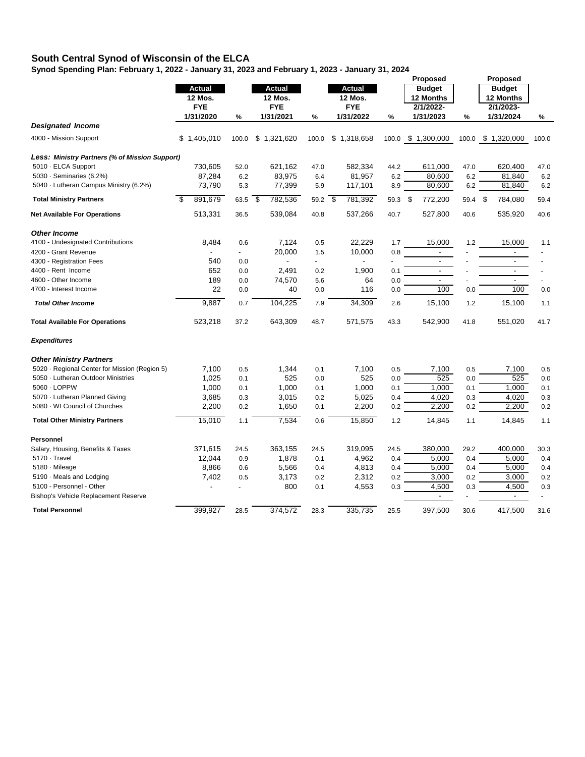**South Central Synod of Wisconsin of the ELCA**

**Synod Spending Plan: February 1, 2022 - January 31, 2023 and February 1, 2023 - January 31, 2024**

| | Actual 12 Mos. FYE 1/31/2020 | % | Actual 12 Mos. FYE 1/31/2021 | % | Actual 12 Mos. FYE 1/31/2022 | % | Proposed Budget 12 Months 2/1/2022- 1/31/2023 | % | Proposed Budget 12 Months 2/1/2023- 1/31/2024 | % |
|---|---|---|---|---|---|---|---|---|---|---|
| ***Designated Income*** | | | | | | | | | | |
| 4000 - Mission Support | $ 1,405,010 | 100.0 | $ 1,321,620 | 100.0 | $ 1,318,658 | 100.0 | $ 1,300,000 | 100.0 | $ 1,320,000 | 100.0 |
| ***Less: Ministry Partners (% of Mission Support)*** | | | | | | | | | | |
| 5010 · ELCA Support | 730,605 | 52.0 | 621,162 | 47.0 | 582,334 | 44.2 | 611,000 | 47.0 | 620,400 | 47.0 |
| 5030 · Seminaries (6.2%) | 87,284 | 6.2 | 83,975 | 6.4 | 81,957 | 6.2 | 80,600 | 6.2 | 81,840 | 6.2 |
| 5040 · Lutheran Campus Ministry (6.2%) | 73,790 | 5.3 | 77,399 | 5.9 | 117,101 | 8.9 | 80,600 | 6.2 | 81,840 | 6.2 |
| **Total Ministry Partners** | $ 891,679 | 63.5 | $ 782,536 | 59.2 | $ 781,392 | 59.3 | $ 772,200 | 59.4 | $ 784,080 | 59.4 |
| **Net Available For Operations** | 513,331 | 36.5 | 539,084 | 40.8 | 537,266 | 40.7 | 527,800 | 40.6 | 535,920 | 40.6 |
| ***Other Income*** | | | | | | | | | | |
| 4100 - Undesignated Contributions | 8,484 | 0.6 | 7,124 | 0.5 | 22,229 | 1.7 | 15,000 | 1.2 | 15,000 | 1.1 |
| 4200 - Grant Revenue | - | - | 20,000 | 1.5 | 10,000 | 0.8 | - | - | - | - |
| 4300 - Registration Fees | 540 | 0.0 | - | - | - | - | - | - | - | - |
| 4400 - Rent Income | 652 | 0.0 | 2,491 | 0.2 | 1,900 | 0.1 | - | - | - | - |
| 4600 - Other Income | 189 | 0.0 | 74,570 | 5.6 | 64 | 0.0 | - | - | - | - |
| 4700 - Interest Income | 22 | 0.0 | 40 | 0.0 | 116 | 0.0 | 100 | 0.0 | 100 | 0.0 |
| ***Total Other Income*** | 9,887 | 0.7 | 104,225 | 7.9 | 34,309 | 2.6 | 15,100 | 1.2 | 15,100 | 1.1 |
| **Total Available For Operations** | 523,218 | 37.2 | 643,309 | 48.7 | 571,575 | 43.3 | 542,900 | 41.8 | 551,020 | 41.7 |
| ***Expenditures*** | | | | | | | | | | |
| ***Other Ministry Partners*** | | | | | | | | | | |
| 5020 · Regional Center for Mission (Region 5) | 7,100 | 0.5 | 1,344 | 0.1 | 7,100 | 0.5 | 7,100 | 0.5 | 7,100 | 0.5 |
| 5050 · Lutheran Outdoor Ministries | 1,025 | 0.1 | 525 | 0.0 | 525 | 0.0 | 525 | 0.0 | 525 | 0.0 |
| 5060 · LOPPW | 1,000 | 0.1 | 1,000 | 0.1 | 1,000 | 0.1 | 1,000 | 0.1 | 1,000 | 0.1 |
| 5070 · Lutheran Planned Giving | 3,685 | 0.3 | 3,015 | 0.2 | 5,025 | 0.4 | 4,020 | 0.3 | 4,020 | 0.3 |
| 5080 · WI Council of Churches | 2,200 | 0.2 | 1,650 | 0.1 | 2,200 | 0.2 | 2,200 | 0.2 | 2,200 | 0.2 |
| **Total Other Ministry Partners** | 15,010 | 1.1 | 7,534 | 0.6 | 15,850 | 1.2 | 14,845 | 1.1 | 14,845 | 1.1 |
| **Personnel** | | | | | | | | | | |
| Salary, Housing, Benefits & Taxes | 371,615 | 24.5 | 363,155 | 24.5 | 319,095 | 24.5 | 380,000 | 29.2 | 400,000 | 30.3 |
| 5170 · Travel | 12,044 | 0.9 | 1,878 | 0.1 | 4,962 | 0.4 | 5,000 | 0.4 | 5,000 | 0.4 |
| 5180 · Mileage | 8,866 | 0.6 | 5,566 | 0.4 | 4,813 | 0.4 | 5,000 | 0.4 | 5,000 | 0.4 |
| 5190 · Meals and Lodging | 7,402 | 0.5 | 3,173 | 0.2 | 2,312 | 0.2 | 3,000 | 0.2 | 3,000 | 0.2 |
| 5100 - Personnel - Other | - | - | 800 | 0.1 | 4,553 | 0.3 | 4,500 | 0.3 | 4,500 | 0.3 |
| Bishop's Vehicle Replacement Reserve | | | | | | | - | - | - | - |
| **Total Personnel** | 399,927 | 28.5 | 374,572 | 28.3 | 335,735 | 25.5 | 397,500 | 30.6 | 417,500 | 31.6 |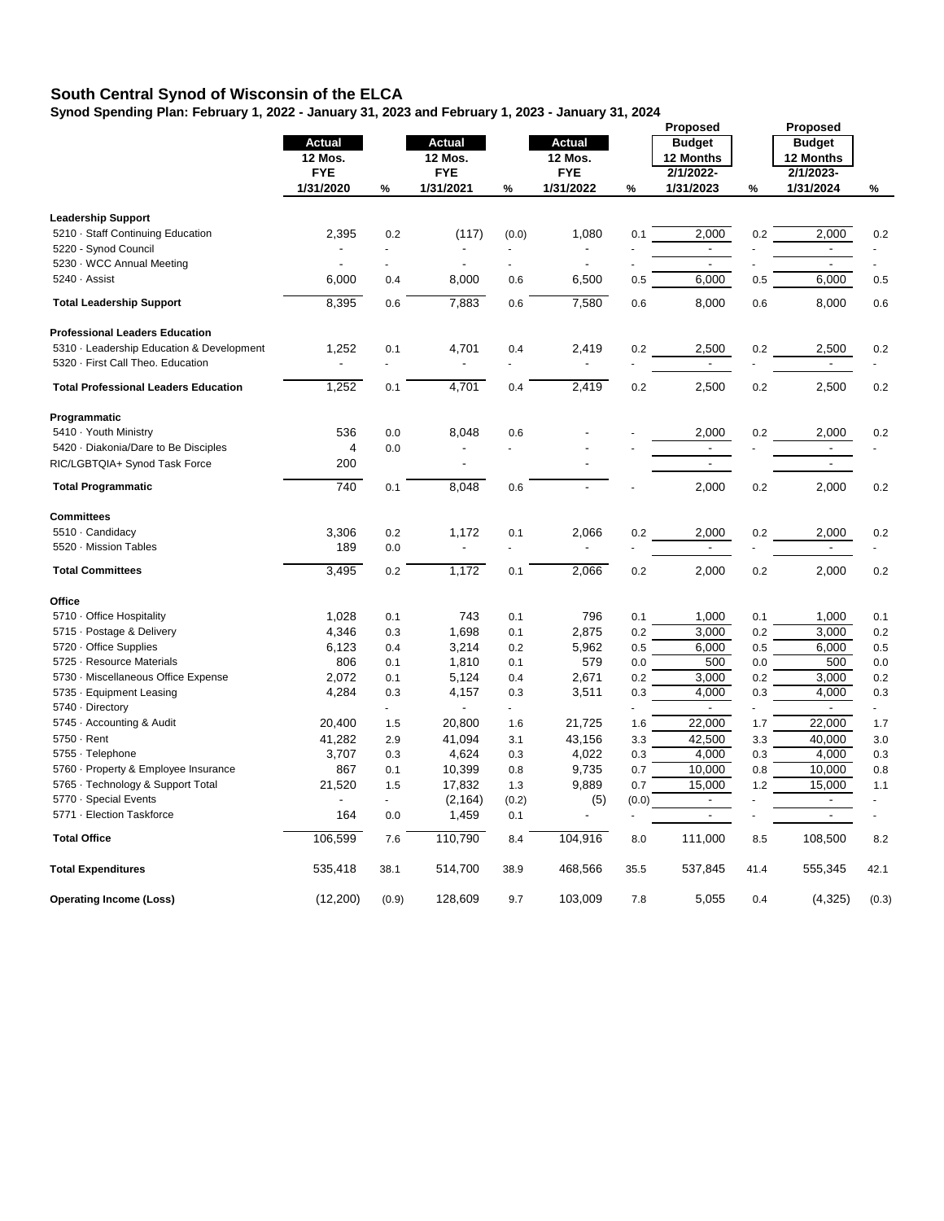## South Central Synod of Wisconsin of the ELCA

**Synod Spending Plan: February 1, 2022 - January 31, 2023 and February 1, 2023 - January 31, 2024**

| | Actual 12 Mos. FYE 1/31/2020 | % | Actual 12 Mos. FYE 1/31/2021 | % | Actual 12 Mos. FYE 1/31/2022 | % | Proposed Budget 12 Months 2/1/2022- 1/31/2023 | % | Proposed Budget 12 Months 2/1/2023- 1/31/2024 | % |
|---|---|---|---|---|---|---|---|---|---|---|
| **Leadership Support** | | | | | | | | | | |
| 5210 · Staff Continuing Education | 2,395 | 0.2 | (117) | (0.0) | 1,080 | 0.1 | 2,000 | 0.2 | 2,000 | 0.2 |
| 5220 - Synod Council | - | - | - | - | - | - | - | - | - | - |
| 5230 · WCC Annual Meeting | - | - | - | - | - | - | - | - | - | - |
| 5240 · Assist | 6,000 | 0.4 | 8,000 | 0.6 | 6,500 | 0.5 | 6,000 | 0.5 | 6,000 | 0.5 |
| **Total Leadership Support** | 8,395 | 0.6 | 7,883 | 0.6 | 7,580 | 0.6 | 8,000 | 0.6 | 8,000 | 0.6 |
| **Professional Leaders Education** | | | | | | | | | | |
| 5310 · Leadership Education & Development | 1,252 | 0.1 | 4,701 | 0.4 | 2,419 | 0.2 | 2,500 | 0.2 | 2,500 | 0.2 |
| 5320 · First Call Theo. Education | - | - | - | - | - | - | - | - | - | - |
| **Total Professional Leaders Education** | 1,252 | 0.1 | 4,701 | 0.4 | 2,419 | 0.2 | 2,500 | 0.2 | 2,500 | 0.2 |
| **Programmatic** | | | | | | | | | | |
| 5410 · Youth Ministry | 536 | 0.0 | 8,048 | 0.6 | - | - | 2,000 | 0.2 | 2,000 | 0.2 |
| 5420 · Diakonia/Dare to Be Disciples | 4 | 0.0 | - | - | - | - | - | - | - | - |
| RIC/LGBTQIA+ Synod Task Force | 200 | | - | | - | | - | | - | |
| **Total Programmatic** | 740 | 0.1 | 8,048 | 0.6 | - | - | 2,000 | 0.2 | 2,000 | 0.2 |
| **Committees** | | | | | | | | | | |
| 5510 · Candidacy | 3,306 | 0.2 | 1,172 | 0.1 | 2,066 | 0.2 | 2,000 | 0.2 | 2,000 | 0.2 |
| 5520 · Mission Tables | 189 | 0.0 | - | - | - | - | - | - | - | - |
| **Total Committees** | 3,495 | 0.2 | 1,172 | 0.1 | 2,066 | 0.2 | 2,000 | 0.2 | 2,000 | 0.2 |
| **Office** | | | | | | | | | | |
| 5710 · Office Hospitality | 1,028 | 0.1 | 743 | 0.1 | 796 | 0.1 | 1,000 | 0.1 | 1,000 | 0.1 |
| 5715 · Postage & Delivery | 4,346 | 0.3 | 1,698 | 0.1 | 2,875 | 0.2 | 3,000 | 0.2 | 3,000 | 0.2 |
| 5720 · Office Supplies | 6,123 | 0.4 | 3,214 | 0.2 | 5,962 | 0.5 | 6,000 | 0.5 | 6,000 | 0.5 |
| 5725 · Resource Materials | 806 | 0.1 | 1,810 | 0.1 | 579 | 0.0 | 500 | 0.0 | 500 | 0.0 |
| 5730 · Miscellaneous Office Expense | 2,072 | 0.1 | 5,124 | 0.4 | 2,671 | 0.2 | 3,000 | 0.2 | 3,000 | 0.2 |
| 5735 · Equipment Leasing | 4,284 | 0.3 | 4,157 | 0.3 | 3,511 | 0.3 | 4,000 | 0.3 | 4,000 | 0.3 |
| 5740 · Directory | | - | - | - | | - | - | - | - | - |
| 5745 · Accounting & Audit | 20,400 | 1.5 | 20,800 | 1.6 | 21,725 | 1.6 | 22,000 | 1.7 | 22,000 | 1.7 |
| 5750 · Rent | 41,282 | 2.9 | 41,094 | 3.1 | 43,156 | 3.3 | 42,500 | 3.3 | 40,000 | 3.0 |
| 5755 · Telephone | 3,707 | 0.3 | 4,624 | 0.3 | 4,022 | 0.3 | 4,000 | 0.3 | 4,000 | 0.3 |
| 5760 · Property & Employee Insurance | 867 | 0.1 | 10,399 | 0.8 | 9,735 | 0.7 | 10,000 | 0.8 | 10,000 | 0.8 |
| 5765 · Technology & Support Total | 21,520 | 1.5 | 17,832 | 1.3 | 9,889 | 0.7 | 15,000 | 1.2 | 15,000 | 1.1 |
| 5770 · Special Events | - | - | (2,164) | (0.2) | (5) | (0.0) | - | - | - | - |
| 5771 · Election Taskforce | 164 | 0.0 | 1,459 | 0.1 | - | - | - | - | - | - |
| **Total Office** | 106,599 | 7.6 | 110,790 | 8.4 | 104,916 | 8.0 | 111,000 | 8.5 | 108,500 | 8.2 |
| **Total Expenditures** | 535,418 | 38.1 | 514,700 | 38.9 | 468,566 | 35.5 | 537,845 | 41.4 | 555,345 | 42.1 |
| **Operating Income (Loss)** | (12,200) | (0.9) | 128,609 | 9.7 | 103,009 | 7.8 | 5,055 | 0.4 | (4,325) | (0.3) |